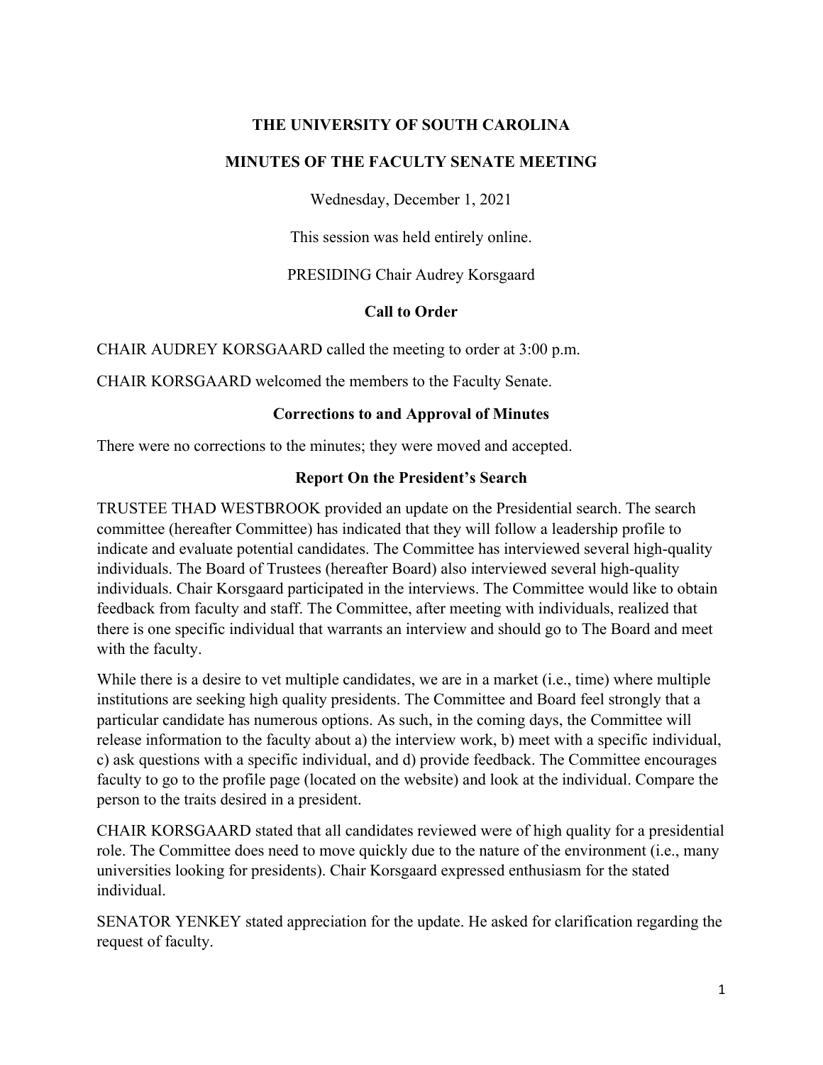# THE UNIVERSITY OF SOUTH CAROLINA

## MINUTES OF THE FACULTY SENATE MEETING

Wednesday, December 1, 2021

This session was held entirely online.

PRESIDING Chair Audrey Korsgaard

### Call to Order

CHAIR AUDREY KORSGAARD called the meeting to order at 3:00 p.m.

CHAIR KORSGAARD welcomed the members to the Faculty Senate.

### Corrections to and Approval of Minutes

There were no corrections to the minutes; they were moved and accepted.

### Report On the President's Search

TRUSTEE THAD WESTBROOK provided an update on the Presidential search. The search committee (hereafter Committee) has indicated that they will follow a leadership profile to indicate and evaluate potential candidates. The Committee has interviewed several high-quality individuals. The Board of Trustees (hereafter Board) also interviewed several high-quality individuals. Chair Korsgaard participated in the interviews. The Committee would like to obtain feedback from faculty and staff. The Committee, after meeting with individuals, realized that there is one specific individual that warrants an interview and should go to The Board and meet with the faculty.

While there is a desire to vet multiple candidates, we are in a market (i.e., time) where multiple institutions are seeking high quality presidents. The Committee and Board feel strongly that a particular candidate has numerous options. As such, in the coming days, the Committee will release information to the faculty about a) the interview work, b) meet with a specific individual, c) ask questions with a specific individual, and d) provide feedback. The Committee encourages faculty to go to the profile page (located on the website) and look at the individual. Compare the person to the traits desired in a president.

CHAIR KORSGAARD stated that all candidates reviewed were of high quality for a presidential role. The Committee does need to move quickly due to the nature of the environment (i.e., many universities looking for presidents). Chair Korsgaard expressed enthusiasm for the stated individual.

SENATOR YENKEY stated appreciation for the update. He asked for clarification regarding the request of faculty.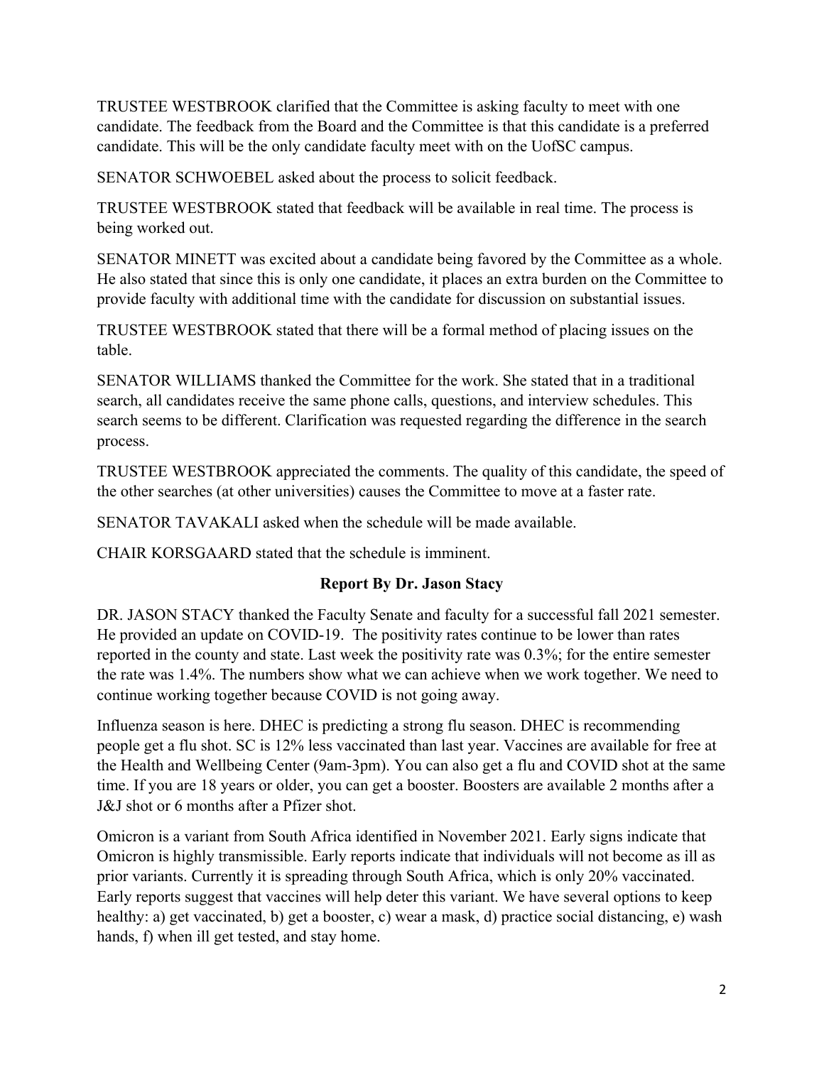TRUSTEE WESTBROOK clarified that the Committee is asking faculty to meet with one candidate. The feedback from the Board and the Committee is that this candidate is a preferred candidate. This will be the only candidate faculty meet with on the UofSC campus.

SENATOR SCHWOEBEL asked about the process to solicit feedback.

TRUSTEE WESTBROOK stated that feedback will be available in real time. The process is being worked out.

SENATOR MINETT was excited about a candidate being favored by the Committee as a whole. He also stated that since this is only one candidate, it places an extra burden on the Committee to provide faculty with additional time with the candidate for discussion on substantial issues.

TRUSTEE WESTBROOK stated that there will be a formal method of placing issues on the table.

SENATOR WILLIAMS thanked the Committee for the work. She stated that in a traditional search, all candidates receive the same phone calls, questions, and interview schedules. This search seems to be different. Clarification was requested regarding the difference in the search process.

TRUSTEE WESTBROOK appreciated the comments. The quality of this candidate, the speed of the other searches (at other universities) causes the Committee to move at a faster rate.

SENATOR TAVAKALI asked when the schedule will be made available.

CHAIR KORSGAARD stated that the schedule is imminent.

## Report By Dr. Jason Stacy

DR. JASON STACY thanked the Faculty Senate and faculty for a successful fall 2021 semester. He provided an update on COVID-19. The positivity rates continue to be lower than rates reported in the county and state. Last week the positivity rate was 0.3%; for the entire semester the rate was 1.4%. The numbers show what we can achieve when we work together. We need to continue working together because COVID is not going away.

Influenza season is here. DHEC is predicting a strong flu season. DHEC is recommending people get a flu shot. SC is 12% less vaccinated than last year. Vaccines are available for free at the Health and Wellbeing Center (9am-3pm). You can also get a flu and COVID shot at the same time. If you are 18 years or older, you can get a booster. Boosters are available 2 months after a J&J shot or 6 months after a Pfizer shot.

Omicron is a variant from South Africa identified in November 2021. Early signs indicate that Omicron is highly transmissible. Early reports indicate that individuals will not become as ill as prior variants. Currently it is spreading through South Africa, which is only 20% vaccinated. Early reports suggest that vaccines will help deter this variant. We have several options to keep healthy: a) get vaccinated, b) get a booster, c) wear a mask, d) practice social distancing, e) wash hands, f) when ill get tested, and stay home.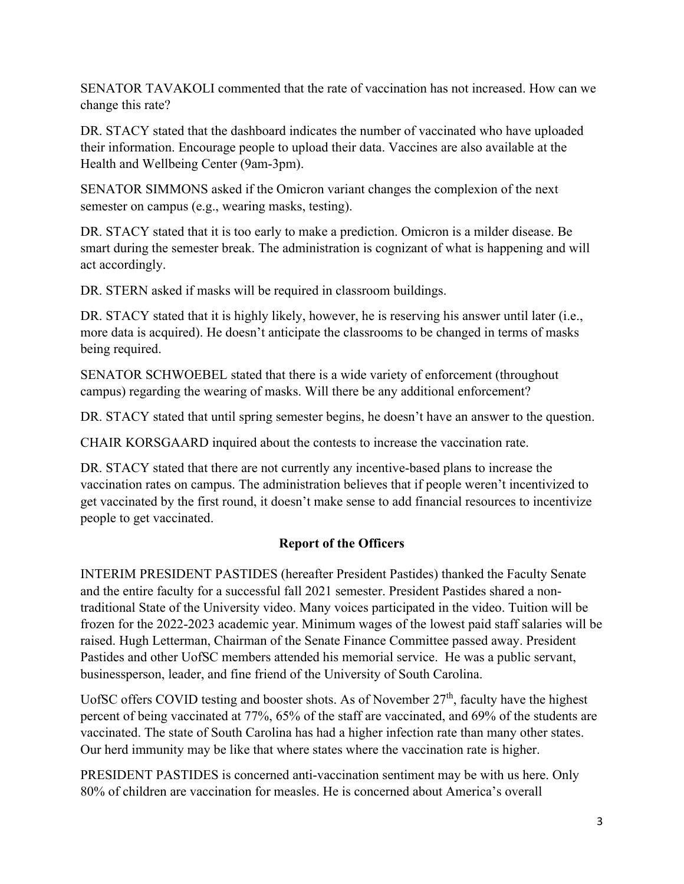SENATOR TAVAKOLI commented that the rate of vaccination has not increased. How can we change this rate?

DR. STACY stated that the dashboard indicates the number of vaccinated who have uploaded their information. Encourage people to upload their data. Vaccines are also available at the Health and Wellbeing Center (9am-3pm).

SENATOR SIMMONS asked if the Omicron variant changes the complexion of the next semester on campus (e.g., wearing masks, testing).

DR. STACY stated that it is too early to make a prediction. Omicron is a milder disease. Be smart during the semester break. The administration is cognizant of what is happening and will act accordingly.

DR. STERN asked if masks will be required in classroom buildings.

DR. STACY stated that it is highly likely, however, he is reserving his answer until later (i.e., more data is acquired). He doesn't anticipate the classrooms to be changed in terms of masks being required.

SENATOR SCHWOEBEL stated that there is a wide variety of enforcement (throughout campus) regarding the wearing of masks. Will there be any additional enforcement?

DR. STACY stated that until spring semester begins, he doesn't have an answer to the question.

CHAIR KORSGAARD inquired about the contests to increase the vaccination rate.

DR. STACY stated that there are not currently any incentive-based plans to increase the vaccination rates on campus. The administration believes that if people weren't incentivized to get vaccinated by the first round, it doesn't make sense to add financial resources to incentivize people to get vaccinated.

## Report of the Officers

INTERIM PRESIDENT PASTIDES (hereafter President Pastides) thanked the Faculty Senate and the entire faculty for a successful fall 2021 semester. President Pastides shared a non-traditional State of the University video. Many voices participated in the video. Tuition will be frozen for the 2022-2023 academic year. Minimum wages of the lowest paid staff salaries will be raised. Hugh Letterman, Chairman of the Senate Finance Committee passed away. President Pastides and other UofSC members attended his memorial service. He was a public servant, businessperson, leader, and fine friend of the University of South Carolina.

UofSC offers COVID testing and booster shots. As of November 27th, faculty have the highest percent of being vaccinated at 77%, 65% of the staff are vaccinated, and 69% of the students are vaccinated. The state of South Carolina has had a higher infection rate than many other states. Our herd immunity may be like that where states where the vaccination rate is higher.

PRESIDENT PASTIDES is concerned anti-vaccination sentiment may be with us here. Only 80% of children are vaccination for measles. He is concerned about America's overall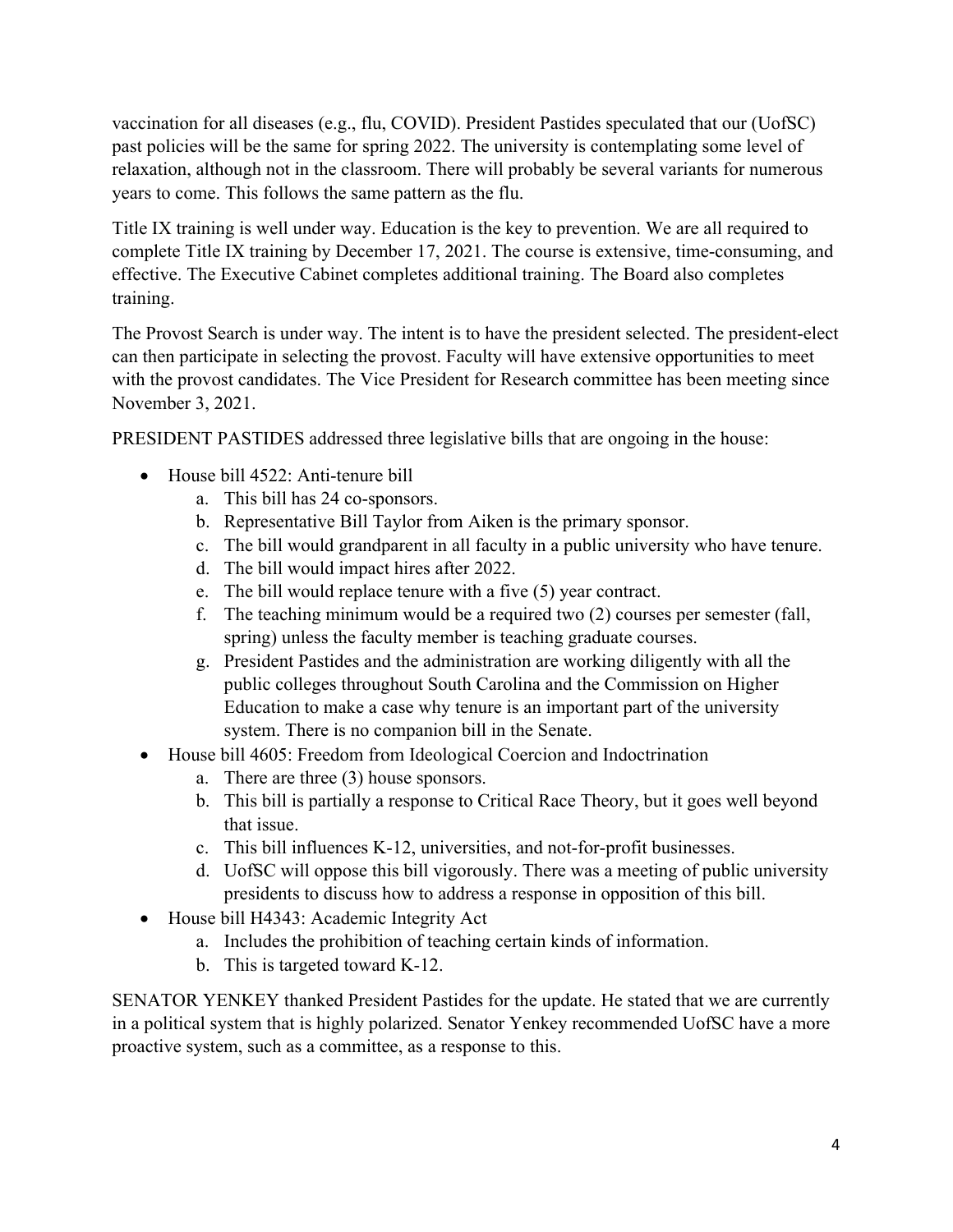vaccination for all diseases (e.g., flu, COVID). President Pastides speculated that our (UofSC) past policies will be the same for spring 2022. The university is contemplating some level of relaxation, although not in the classroom. There will probably be several variants for numerous years to come. This follows the same pattern as the flu.

Title IX training is well under way. Education is the key to prevention. We are all required to complete Title IX training by December 17, 2021. The course is extensive, time-consuming, and effective. The Executive Cabinet completes additional training. The Board also completes training.

The Provost Search is under way. The intent is to have the president selected. The president-elect can then participate in selecting the provost. Faculty will have extensive opportunities to meet with the provost candidates. The Vice President for Research committee has been meeting since November 3, 2021.

PRESIDENT PASTIDES addressed three legislative bills that are ongoing in the house:

- House bill 4522: Anti-tenure bill
  a. This bill has 24 co-sponsors.
  b. Representative Bill Taylor from Aiken is the primary sponsor.
  c. The bill would grandparent in all faculty in a public university who have tenure.
  d. The bill would impact hires after 2022.
  e. The bill would replace tenure with a five (5) year contract.
  f. The teaching minimum would be a required two (2) courses per semester (fall, spring) unless the faculty member is teaching graduate courses.
  g. President Pastides and the administration are working diligently with all the public colleges throughout South Carolina and the Commission on Higher Education to make a case why tenure is an important part of the university system. There is no companion bill in the Senate.
- House bill 4605: Freedom from Ideological Coercion and Indoctrination
  a. There are three (3) house sponsors.
  b. This bill is partially a response to Critical Race Theory, but it goes well beyond that issue.
  c. This bill influences K-12, universities, and not-for-profit businesses.
  d. UofSC will oppose this bill vigorously. There was a meeting of public university presidents to discuss how to address a response in opposition of this bill.
- House bill H4343: Academic Integrity Act
  a. Includes the prohibition of teaching certain kinds of information.
  b. This is targeted toward K-12.

SENATOR YENKEY thanked President Pastides for the update. He stated that we are currently in a political system that is highly polarized. Senator Yenkey recommended UofSC have a more proactive system, such as a committee, as a response to this.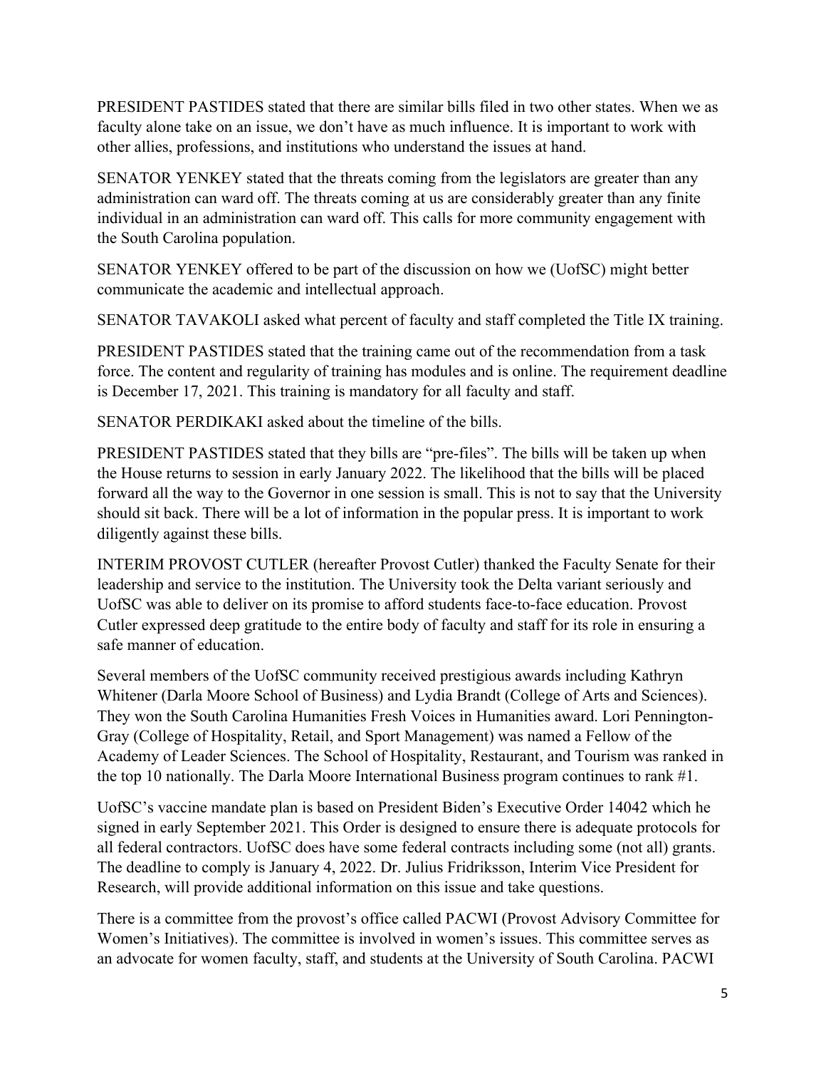PRESIDENT PASTIDES stated that there are similar bills filed in two other states. When we as faculty alone take on an issue, we don't have as much influence. It is important to work with other allies, professions, and institutions who understand the issues at hand.

SENATOR YENKEY stated that the threats coming from the legislators are greater than any administration can ward off. The threats coming at us are considerably greater than any finite individual in an administration can ward off. This calls for more community engagement with the South Carolina population.

SENATOR YENKEY offered to be part of the discussion on how we (UofSC) might better communicate the academic and intellectual approach.

SENATOR TAVAKOLI asked what percent of faculty and staff completed the Title IX training.

PRESIDENT PASTIDES stated that the training came out of the recommendation from a task force. The content and regularity of training has modules and is online. The requirement deadline is December 17, 2021. This training is mandatory for all faculty and staff.

SENATOR PERDIKAKI asked about the timeline of the bills.

PRESIDENT PASTIDES stated that they bills are "pre-files". The bills will be taken up when the House returns to session in early January 2022. The likelihood that the bills will be placed forward all the way to the Governor in one session is small. This is not to say that the University should sit back. There will be a lot of information in the popular press. It is important to work diligently against these bills.

INTERIM PROVOST CUTLER (hereafter Provost Cutler) thanked the Faculty Senate for their leadership and service to the institution. The University took the Delta variant seriously and UofSC was able to deliver on its promise to afford students face-to-face education. Provost Cutler expressed deep gratitude to the entire body of faculty and staff for its role in ensuring a safe manner of education.

Several members of the UofSC community received prestigious awards including Kathryn Whitener (Darla Moore School of Business) and Lydia Brandt (College of Arts and Sciences). They won the South Carolina Humanities Fresh Voices in Humanities award. Lori Pennington-Gray (College of Hospitality, Retail, and Sport Management) was named a Fellow of the Academy of Leader Sciences. The School of Hospitality, Restaurant, and Tourism was ranked in the top 10 nationally. The Darla Moore International Business program continues to rank #1.

UofSC's vaccine mandate plan is based on President Biden's Executive Order 14042 which he signed in early September 2021. This Order is designed to ensure there is adequate protocols for all federal contractors. UofSC does have some federal contracts including some (not all) grants. The deadline to comply is January 4, 2022. Dr. Julius Fridriksson, Interim Vice President for Research, will provide additional information on this issue and take questions.

There is a committee from the provost's office called PACWI (Provost Advisory Committee for Women's Initiatives). The committee is involved in women's issues. This committee serves as an advocate for women faculty, staff, and students at the University of South Carolina. PACWI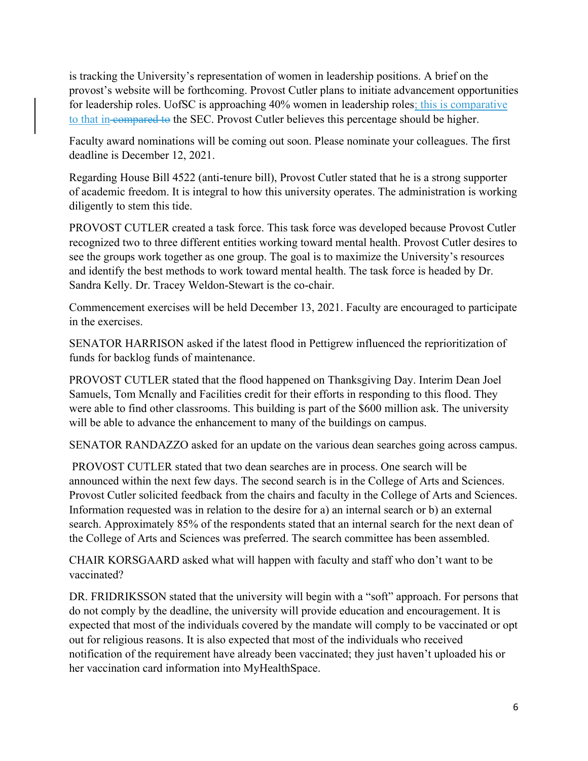is tracking the University's representation of women in leadership positions. A brief on the provost's website will be forthcoming. Provost Cutler plans to initiate advancement opportunities for leadership roles. UofSC is approaching 40% women in leadership roles; this is comparative to that in ~~compared to~~ the SEC. Provost Cutler believes this percentage should be higher.

Faculty award nominations will be coming out soon. Please nominate your colleagues. The first deadline is December 12, 2021.

Regarding House Bill 4522 (anti-tenure bill), Provost Cutler stated that he is a strong supporter of academic freedom. It is integral to how this university operates. The administration is working diligently to stem this tide.

PROVOST CUTLER created a task force. This task force was developed because Provost Cutler recognized two to three different entities working toward mental health. Provost Cutler desires to see the groups work together as one group. The goal is to maximize the University's resources and identify the best methods to work toward mental health. The task force is headed by Dr. Sandra Kelly. Dr. Tracey Weldon-Stewart is the co-chair.

Commencement exercises will be held December 13, 2021. Faculty are encouraged to participate in the exercises.

SENATOR HARRISON asked if the latest flood in Pettigrew influenced the reprioritization of funds for backlog funds of maintenance.

PROVOST CUTLER stated that the flood happened on Thanksgiving Day. Interim Dean Joel Samuels, Tom Mcnally and Facilities credit for their efforts in responding to this flood. They were able to find other classrooms. This building is part of the $600 million ask. The university will be able to advance the enhancement to many of the buildings on campus.

SENATOR RANDAZZO asked for an update on the various dean searches going across campus.

PROVOST CUTLER stated that two dean searches are in process. One search will be announced within the next few days. The second search is in the College of Arts and Sciences. Provost Cutler solicited feedback from the chairs and faculty in the College of Arts and Sciences. Information requested was in relation to the desire for a) an internal search or b) an external search. Approximately 85% of the respondents stated that an internal search for the next dean of the College of Arts and Sciences was preferred. The search committee has been assembled.

CHAIR KORSGAARD asked what will happen with faculty and staff who don't want to be vaccinated?

DR. FRIDRIKSSON stated that the university will begin with a "soft" approach. For persons that do not comply by the deadline, the university will provide education and encouragement. It is expected that most of the individuals covered by the mandate will comply to be vaccinated or opt out for religious reasons. It is also expected that most of the individuals who received notification of the requirement have already been vaccinated; they just haven't uploaded his or her vaccination card information into MyHealthSpace.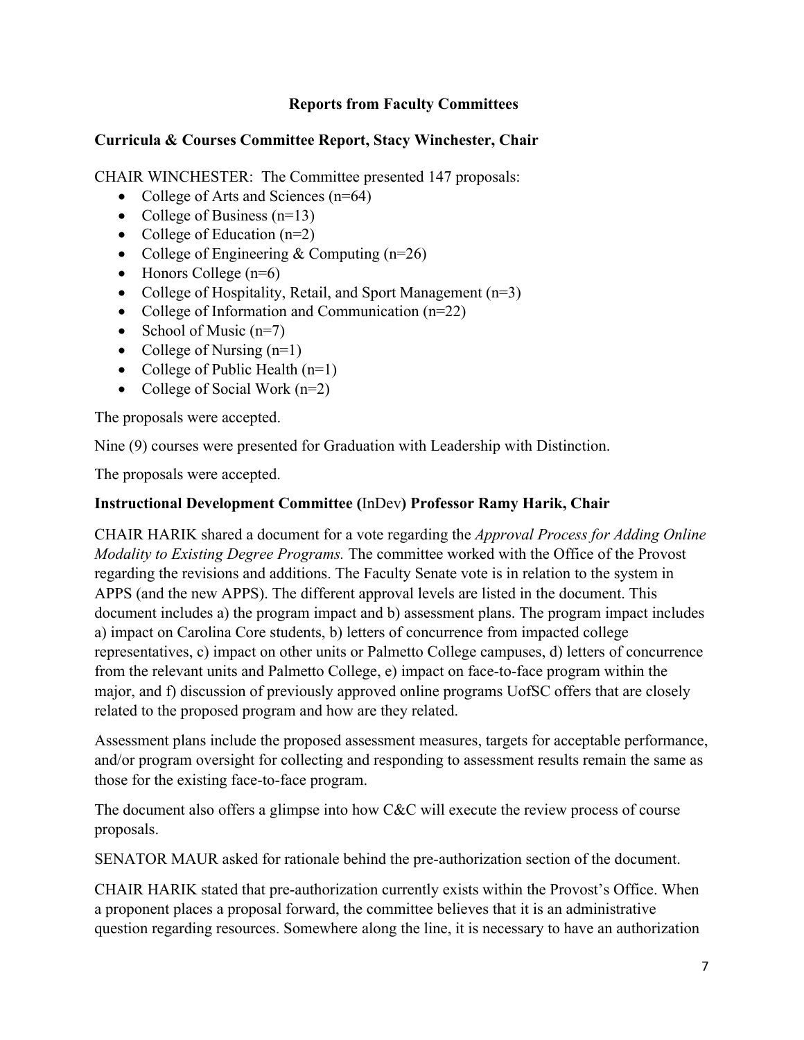## Reports from Faculty Committees

### Curricula & Courses Committee Report, Stacy Winchester, Chair

CHAIR WINCHESTER: The Committee presented 147 proposals:

- College of Arts and Sciences (n=64)
- College of Business (n=13)
- College of Education (n=2)
- College of Engineering & Computing (n=26)
- Honors College (n=6)
- College of Hospitality, Retail, and Sport Management (n=3)
- College of Information and Communication (n=22)
- School of Music (n=7)
- College of Nursing (n=1)
- College of Public Health (n=1)
- College of Social Work (n=2)

The proposals were accepted.

Nine (9) courses were presented for Graduation with Leadership with Distinction.

The proposals were accepted.

### Instructional Development Committee (InDev) Professor Ramy Harik, Chair

CHAIR HARIK shared a document for a vote regarding the *Approval Process for Adding Online Modality to Existing Degree Programs.* The committee worked with the Office of the Provost regarding the revisions and additions. The Faculty Senate vote is in relation to the system in APPS (and the new APPS). The different approval levels are listed in the document. This document includes a) the program impact and b) assessment plans. The program impact includes a) impact on Carolina Core students, b) letters of concurrence from impacted college representatives, c) impact on other units or Palmetto College campuses, d) letters of concurrence from the relevant units and Palmetto College, e) impact on face-to-face program within the major, and f) discussion of previously approved online programs UofSC offers that are closely related to the proposed program and how are they related.

Assessment plans include the proposed assessment measures, targets for acceptable performance, and/or program oversight for collecting and responding to assessment results remain the same as those for the existing face-to-face program.

The document also offers a glimpse into how C&C will execute the review process of course proposals.

SENATOR MAUR asked for rationale behind the pre-authorization section of the document.

CHAIR HARIK stated that pre-authorization currently exists within the Provost's Office. When a proponent places a proposal forward, the committee believes that it is an administrative question regarding resources. Somewhere along the line, it is necessary to have an authorization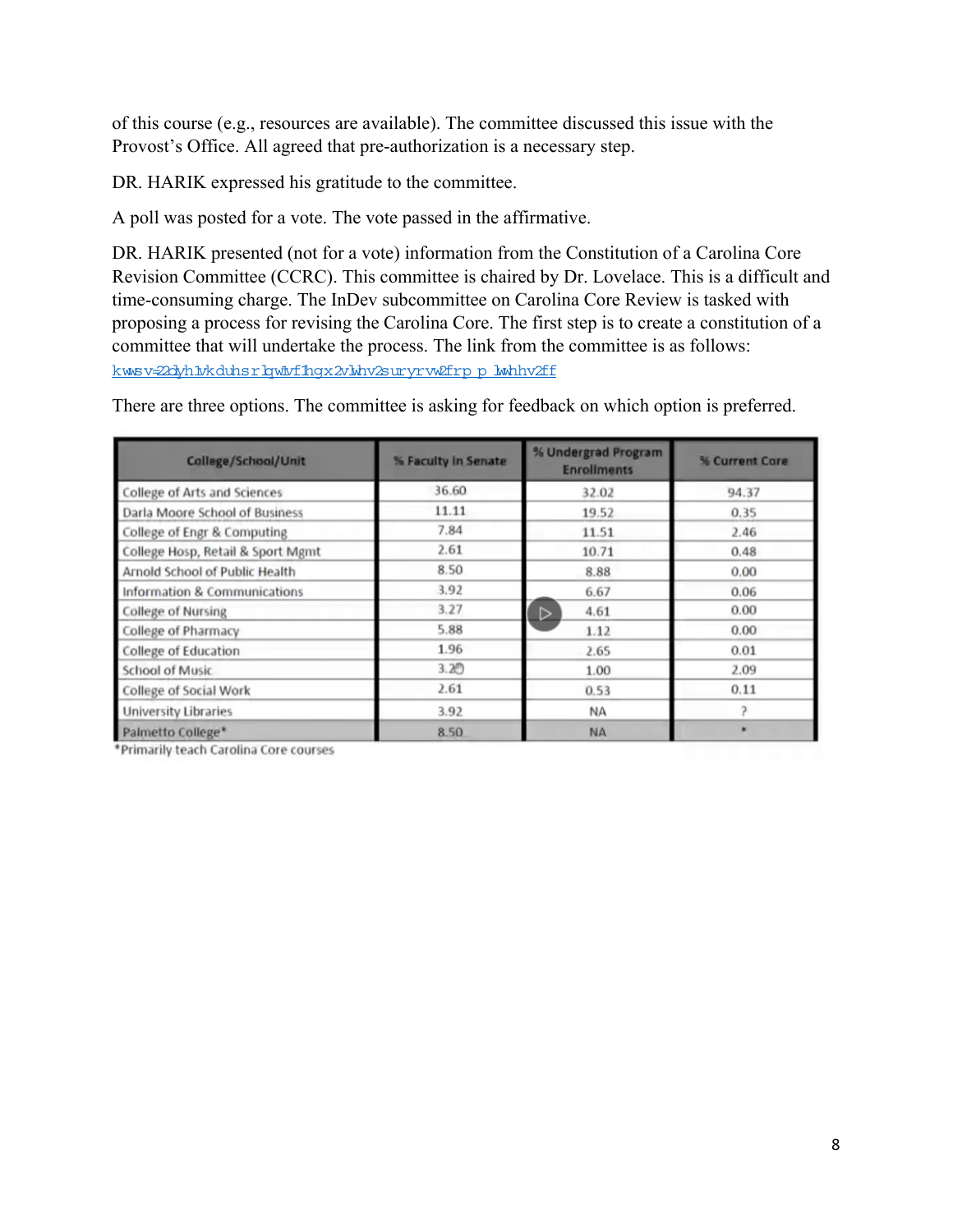of this course (e.g., resources are available). The committee discussed this issue with the Provost's Office. All agreed that pre-authorization is a necessary step.

DR. HARIK expressed his gratitude to the committee.

A poll was posted for a vote. The vote passed in the affirmative.

DR. HARIK presented (not for a vote) information from the Constitution of a Carolina Core Revision Committee (CCRC). This committee is chaired by Dr. Lovelace. This is a difficult and time-consuming charge. The InDev subcommittee on Carolina Core Review is tasked with proposing a process for revising the Carolina Core. The first step is to create a constitution of a committee that will undertake the process. The link from the committee is as follows: kwwsv=22dyh1vkduhsrlqwlvf1hgx2vlwhv2survrvw2frp p lwhhv2ff

There are three options. The committee is asking for feedback on which option is preferred.

| College/School/Unit | % Faculty in Senate | % Undergrad Program Enrollments | % Current Core |
|---|---|---|---|
| College of Arts and Sciences | 36.60 | 32.02 | 94.37 |
| Darla Moore School of Business | 11.11 | 19.52 | 0.35 |
| College of Engr & Computing | 7.84 | 11.51 | 2.46 |
| College Hosp, Retail & Sport Mgmt | 2.61 | 10.71 | 0.48 |
| Arnold School of Public Health | 8.50 | 8.88 | 0.00 |
| Information & Communications | 3.92 | 6.67 | 0.06 |
| College of Nursing | 3.27 | 4.61 | 0.00 |
| College of Pharmacy | 5.88 | 1.12 | 0.00 |
| College of Education | 1.96 | 2.65 | 0.01 |
| School of Music | 3.27 | 1.00 | 2.09 |
| College of Social Work | 2.61 | 0.53 | 0.11 |
| University Libraries | 3.92 | NA | ? |
| Palmetto College* | 8.50 | NA | * |

*Primarily teach Carolina Core courses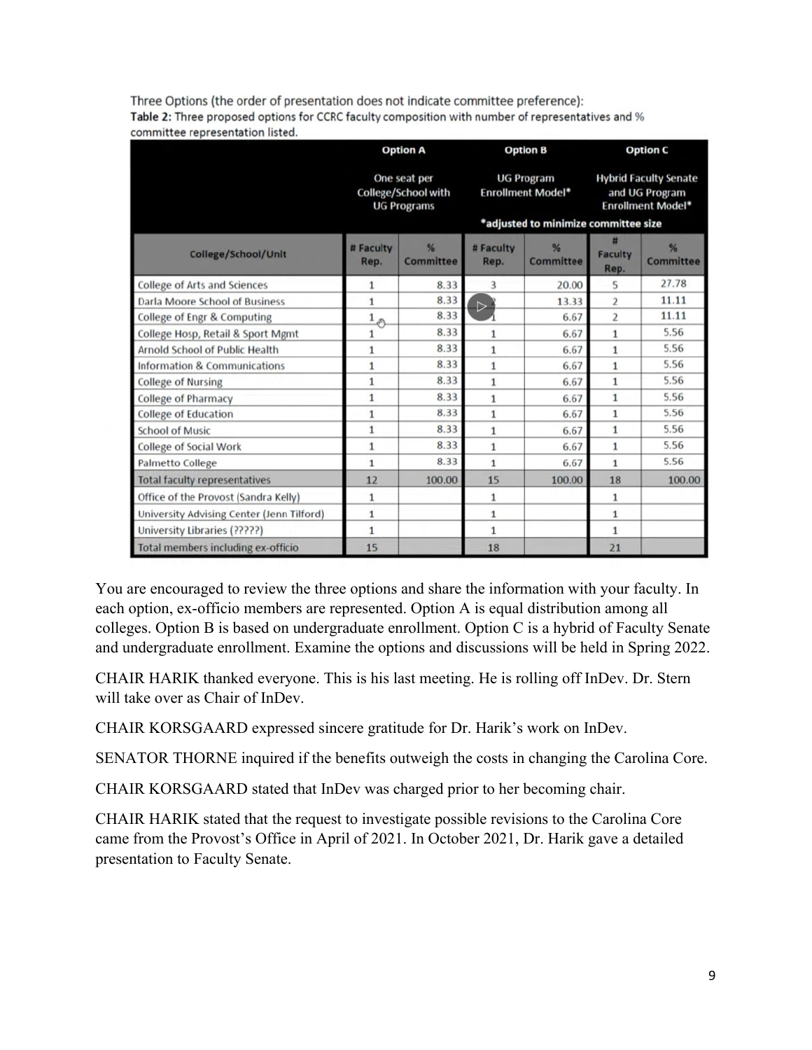Three Options (the order of presentation does not indicate committee preference):

**Table 2:** Three proposed options for CCRC faculty composition with number of representatives and % committee representation listed.

| | Option A | | Option B | | Option C | |
|---|---|---|---|---|---|---|
| | One seat per College/School with UG Programs | | UG Program Enrollment Model* | | Hybrid Faculty Senate and UG Program Enrollment Model* | |
| | | | *adjusted to minimize committee size | | | |
| College/School/Unit | # Faculty Rep. | % Committee | # Faculty Rep. | % Committee | # Faculty Rep. | % Committee |
| College of Arts and Sciences | 1 | 8.33 | 3 | 20.00 | 5 | 27.78 |
| Darla Moore School of Business | 1 | 8.33 | 2 | 13.33 | 2 | 11.11 |
| College of Engr & Computing | 1 | 8.33 | 1 | 6.67 | 2 | 11.11 |
| College Hosp, Retail & Sport Mgmt | 1 | 8.33 | 1 | 6.67 | 1 | 5.56 |
| Arnold School of Public Health | 1 | 8.33 | 1 | 6.67 | 1 | 5.56 |
| Information & Communications | 1 | 8.33 | 1 | 6.67 | 1 | 5.56 |
| College of Nursing | 1 | 8.33 | 1 | 6.67 | 1 | 5.56 |
| College of Pharmacy | 1 | 8.33 | 1 | 6.67 | 1 | 5.56 |
| College of Education | 1 | 8.33 | 1 | 6.67 | 1 | 5.56 |
| School of Music | 1 | 8.33 | 1 | 6.67 | 1 | 5.56 |
| College of Social Work | 1 | 8.33 | 1 | 6.67 | 1 | 5.56 |
| Palmetto College | 1 | 8.33 | 1 | 6.67 | 1 | 5.56 |
| Total faculty representatives | 12 | 100.00 | 15 | 100.00 | 18 | 100.00 |
| Office of the Provost (Sandra Kelly) | 1 | | 1 | | 1 | |
| University Advising Center (Jenn Tilford) | 1 | | 1 | | 1 | |
| University Libraries (?????) | 1 | | 1 | | 1 | |
| Total members including ex-officio | 15 | | 18 | | 21 | |

You are encouraged to review the three options and share the information with your faculty. In each option, ex-officio members are represented. Option A is equal distribution among all colleges. Option B is based on undergraduate enrollment. Option C is a hybrid of Faculty Senate and undergraduate enrollment. Examine the options and discussions will be held in Spring 2022.

CHAIR HARIK thanked everyone. This is his last meeting. He is rolling off InDev. Dr. Stern will take over as Chair of InDev.

CHAIR KORSGAARD expressed sincere gratitude for Dr. Harik's work on InDev.

SENATOR THORNE inquired if the benefits outweigh the costs in changing the Carolina Core.

CHAIR KORSGAARD stated that InDev was charged prior to her becoming chair.

CHAIR HARIK stated that the request to investigate possible revisions to the Carolina Core came from the Provost's Office in April of 2021. In October 2021, Dr. Harik gave a detailed presentation to Faculty Senate.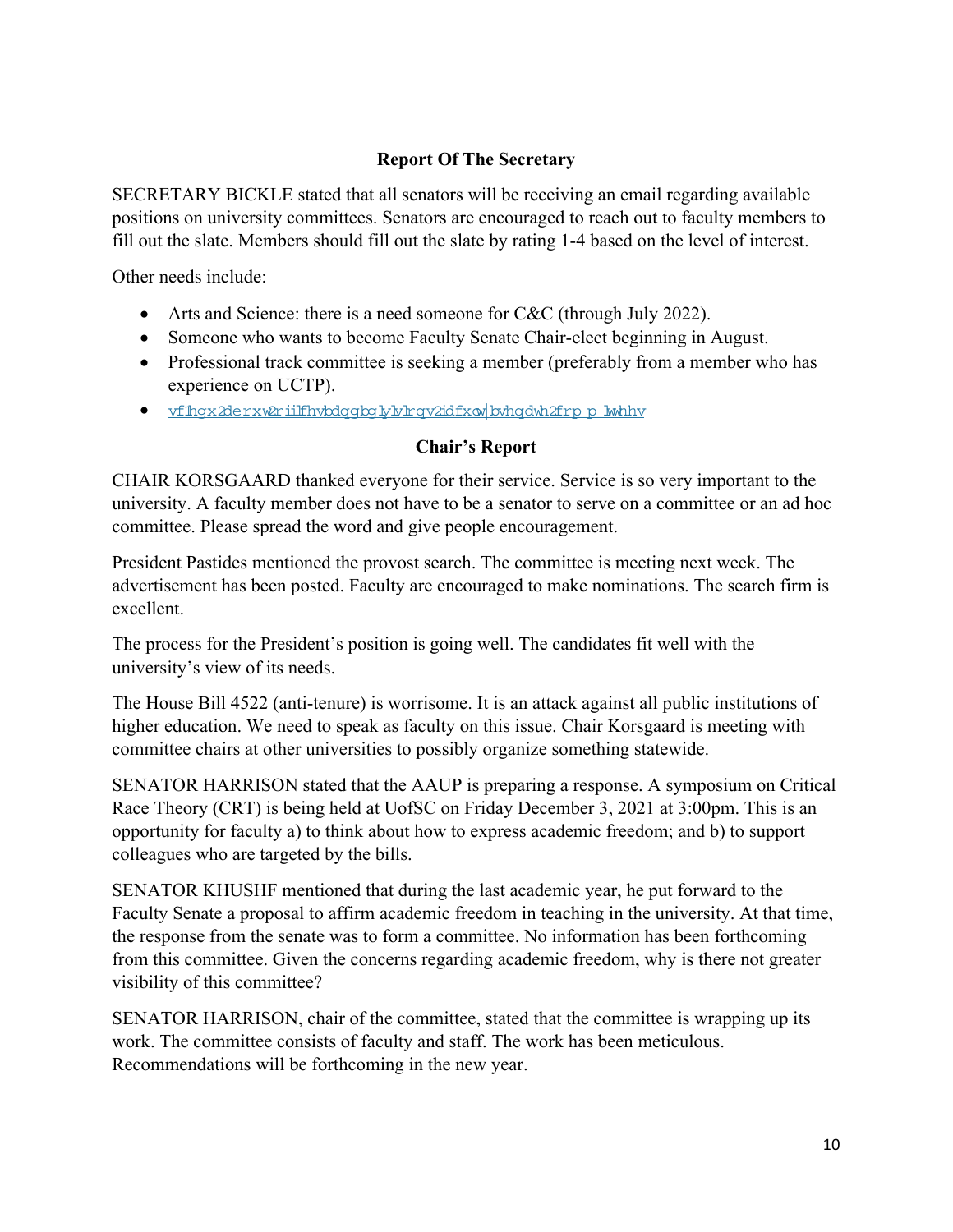### Report Of The Secretary

SECRETARY BICKLE stated that all senators will be receiving an email regarding available positions on university committees. Senators are encouraged to reach out to faculty members to fill out the slate. Members should fill out the slate by rating 1-4 based on the level of interest.

Other needs include:

- Arts and Science: there is a need someone for C&C (through July 2022).
- Someone who wants to become Faculty Senate Chair-elect beginning in August.
- Professional track committee is seeking a member (preferably from a member who has experience on UCTP).
- vf1hgx2derxw2riilfhvbdqgbg1y1v1rqv2idfxow|bvhqdwh2frp p lwhhv

### Chair's Report

CHAIR KORSGAARD thanked everyone for their service. Service is so very important to the university. A faculty member does not have to be a senator to serve on a committee or an ad hoc committee. Please spread the word and give people encouragement.

President Pastides mentioned the provost search. The committee is meeting next week. The advertisement has been posted. Faculty are encouraged to make nominations. The search firm is excellent.

The process for the President's position is going well. The candidates fit well with the university's view of its needs.

The House Bill 4522 (anti-tenure) is worrisome. It is an attack against all public institutions of higher education. We need to speak as faculty on this issue. Chair Korsgaard is meeting with committee chairs at other universities to possibly organize something statewide.

SENATOR HARRISON stated that the AAUP is preparing a response. A symposium on Critical Race Theory (CRT) is being held at UofSC on Friday December 3, 2021 at 3:00pm. This is an opportunity for faculty a) to think about how to express academic freedom; and b) to support colleagues who are targeted by the bills.

SENATOR KHUSHF mentioned that during the last academic year, he put forward to the Faculty Senate a proposal to affirm academic freedom in teaching in the university. At that time, the response from the senate was to form a committee. No information has been forthcoming from this committee. Given the concerns regarding academic freedom, why is there not greater visibility of this committee?

SENATOR HARRISON, chair of the committee, stated that the committee is wrapping up its work. The committee consists of faculty and staff. The work has been meticulous. Recommendations will be forthcoming in the new year.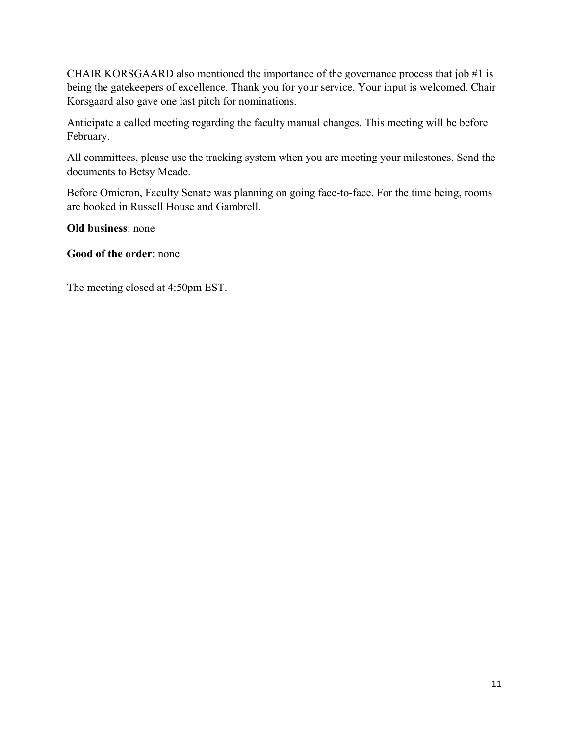CHAIR KORSGAARD also mentioned the importance of the governance process that job #1 is being the gatekeepers of excellence. Thank you for your service. Your input is welcomed. Chair Korsgaard also gave one last pitch for nominations.

Anticipate a called meeting regarding the faculty manual changes. This meeting will be before February.

All committees, please use the tracking system when you are meeting your milestones. Send the documents to Betsy Meade.

Before Omicron, Faculty Senate was planning on going face-to-face. For the time being, rooms are booked in Russell House and Gambrell.

**Old business**: none

**Good of the order**: none

The meeting closed at 4:50pm EST.